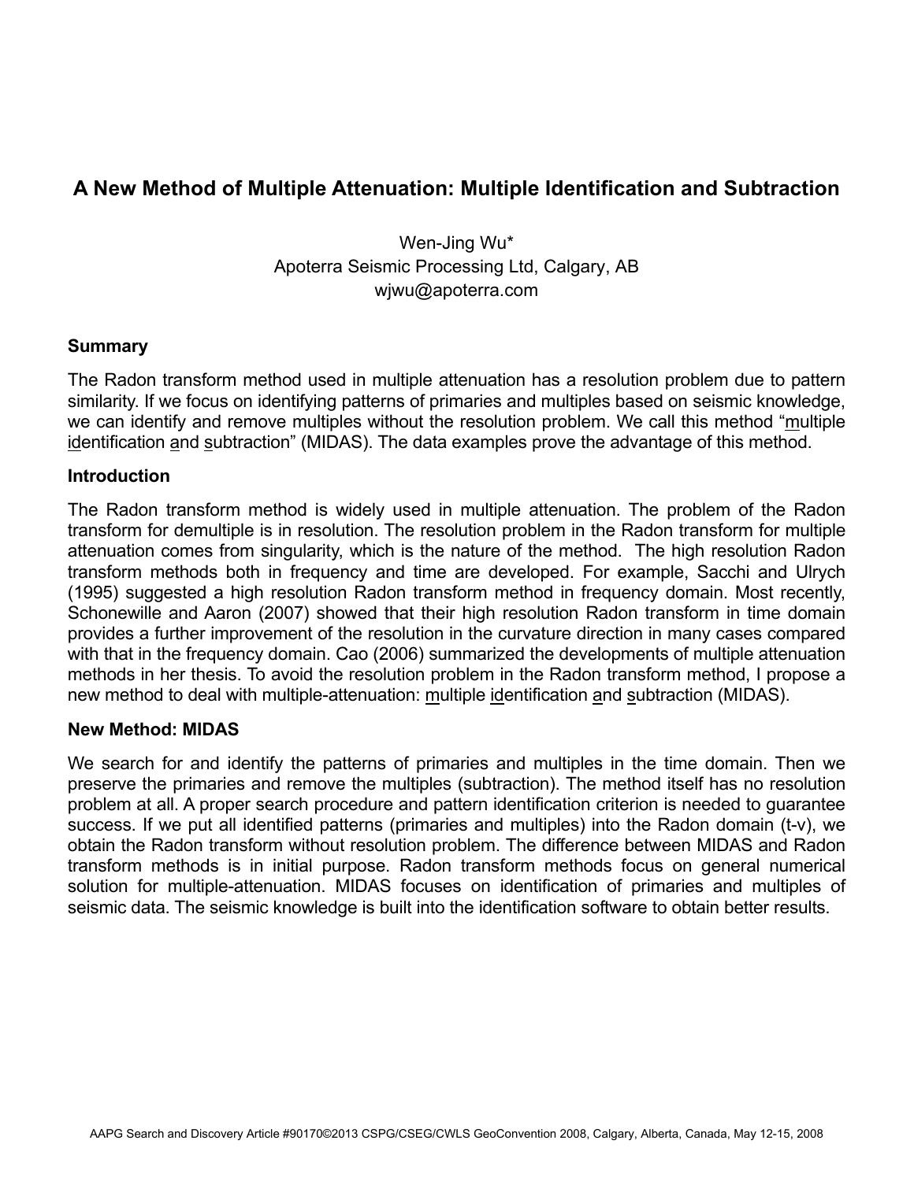# A New Method of Multiple Attenuation: Multiple Identification and Subtraction

Wen-Jing Wu*
Apoterra Seismic Processing Ltd, Calgary, AB
wjwu@apoterra.com

## Summary

The Radon transform method used in multiple attenuation has a resolution problem due to pattern similarity. If we focus on identifying patterns of primaries and multiples based on seismic knowledge, we can identify and remove multiples without the resolution problem. We call this method "multiple identification and subtraction" (MIDAS). The data examples prove the advantage of this method.

## Introduction

The Radon transform method is widely used in multiple attenuation. The problem of the Radon transform for demultiple is in resolution. The resolution problem in the Radon transform for multiple attenuation comes from singularity, which is the nature of the method. The high resolution Radon transform methods both in frequency and time are developed. For example, Sacchi and Ulrych (1995) suggested a high resolution Radon transform method in frequency domain. Most recently, Schonewille and Aaron (2007) showed that their high resolution Radon transform in time domain provides a further improvement of the resolution in the curvature direction in many cases compared with that in the frequency domain. Cao (2006) summarized the developments of multiple attenuation methods in her thesis. To avoid the resolution problem in the Radon transform method, I propose a new method to deal with multiple-attenuation: multiple identification and subtraction (MIDAS).

## New Method: MIDAS

We search for and identify the patterns of primaries and multiples in the time domain. Then we preserve the primaries and remove the multiples (subtraction). The method itself has no resolution problem at all. A proper search procedure and pattern identification criterion is needed to guarantee success. If we put all identified patterns (primaries and multiples) into the Radon domain (t-v), we obtain the Radon transform without resolution problem. The difference between MIDAS and Radon transform methods is in initial purpose. Radon transform methods focus on general numerical solution for multiple-attenuation. MIDAS focuses on identification of primaries and multiples of seismic data. The seismic knowledge is built into the identification software to obtain better results.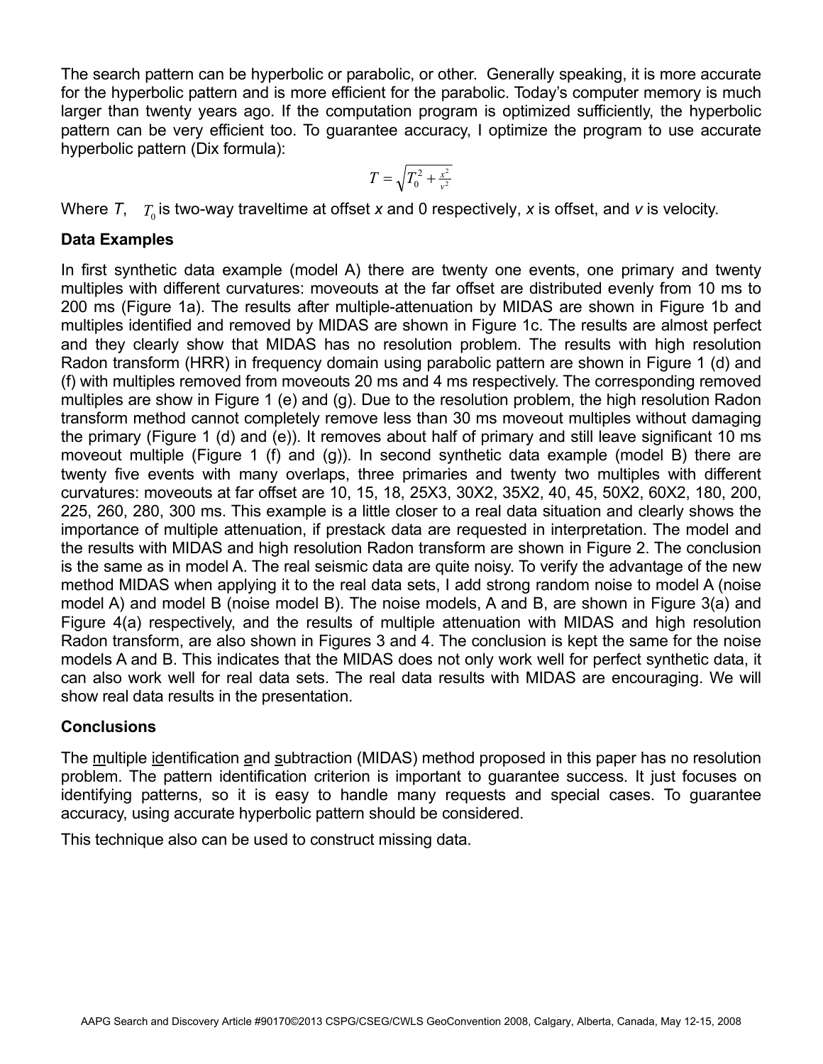The search pattern can be hyperbolic or parabolic, or other. Generally speaking, it is more accurate for the hyperbolic pattern and is more efficient for the parabolic. Today's computer memory is much larger than twenty years ago. If the computation program is optimized sufficiently, the hyperbolic pattern can be very efficient too. To guarantee accuracy, I optimize the program to use accurate hyperbolic pattern (Dix formula):

$$T = \sqrt{T_0^2 + \frac{x^2}{v^2}}$$

Where $T$, $T_0$ is two-way traveltime at offset $x$ and 0 respectively, $x$ is offset, and $v$ is velocity.

## Data Examples

In first synthetic data example (model A) there are twenty one events, one primary and twenty multiples with different curvatures: moveouts at the far offset are distributed evenly from 10 ms to 200 ms (Figure 1a). The results after multiple-attenuation by MIDAS are shown in Figure 1b and multiples identified and removed by MIDAS are shown in Figure 1c. The results are almost perfect and they clearly show that MIDAS has no resolution problem. The results with high resolution Radon transform (HRR) in frequency domain using parabolic pattern are shown in Figure 1 (d) and (f) with multiples removed from moveouts 20 ms and 4 ms respectively. The corresponding removed multiples are show in Figure 1 (e) and (g). Due to the resolution problem, the high resolution Radon transform method cannot completely remove less than 30 ms moveout multiples without damaging the primary (Figure 1 (d) and (e)). It removes about half of primary and still leave significant 10 ms moveout multiple (Figure 1 (f) and (g)). In second synthetic data example (model B) there are twenty five events with many overlaps, three primaries and twenty two multiples with different curvatures: moveouts at far offset are 10, 15, 18, 25X3, 30X2, 35X2, 40, 45, 50X2, 60X2, 180, 200, 225, 260, 280, 300 ms. This example is a little closer to a real data situation and clearly shows the importance of multiple attenuation, if prestack data are requested in interpretation. The model and the results with MIDAS and high resolution Radon transform are shown in Figure 2. The conclusion is the same as in model A. The real seismic data are quite noisy. To verify the advantage of the new method MIDAS when applying it to the real data sets, I add strong random noise to model A (noise model A) and model B (noise model B). The noise models, A and B, are shown in Figure 3(a) and Figure 4(a) respectively, and the results of multiple attenuation with MIDAS and high resolution Radon transform, are also shown in Figures 3 and 4. The conclusion is kept the same for the noise models A and B. This indicates that the MIDAS does not only work well for perfect synthetic data, it can also work well for real data sets. The real data results with MIDAS are encouraging. We will show real data results in the presentation.

## Conclusions

The multiple identification and subtraction (MIDAS) method proposed in this paper has no resolution problem. The pattern identification criterion is important to guarantee success. It just focuses on identifying patterns, so it is easy to handle many requests and special cases. To guarantee accuracy, using accurate hyperbolic pattern should be considered.

This technique also can be used to construct missing data.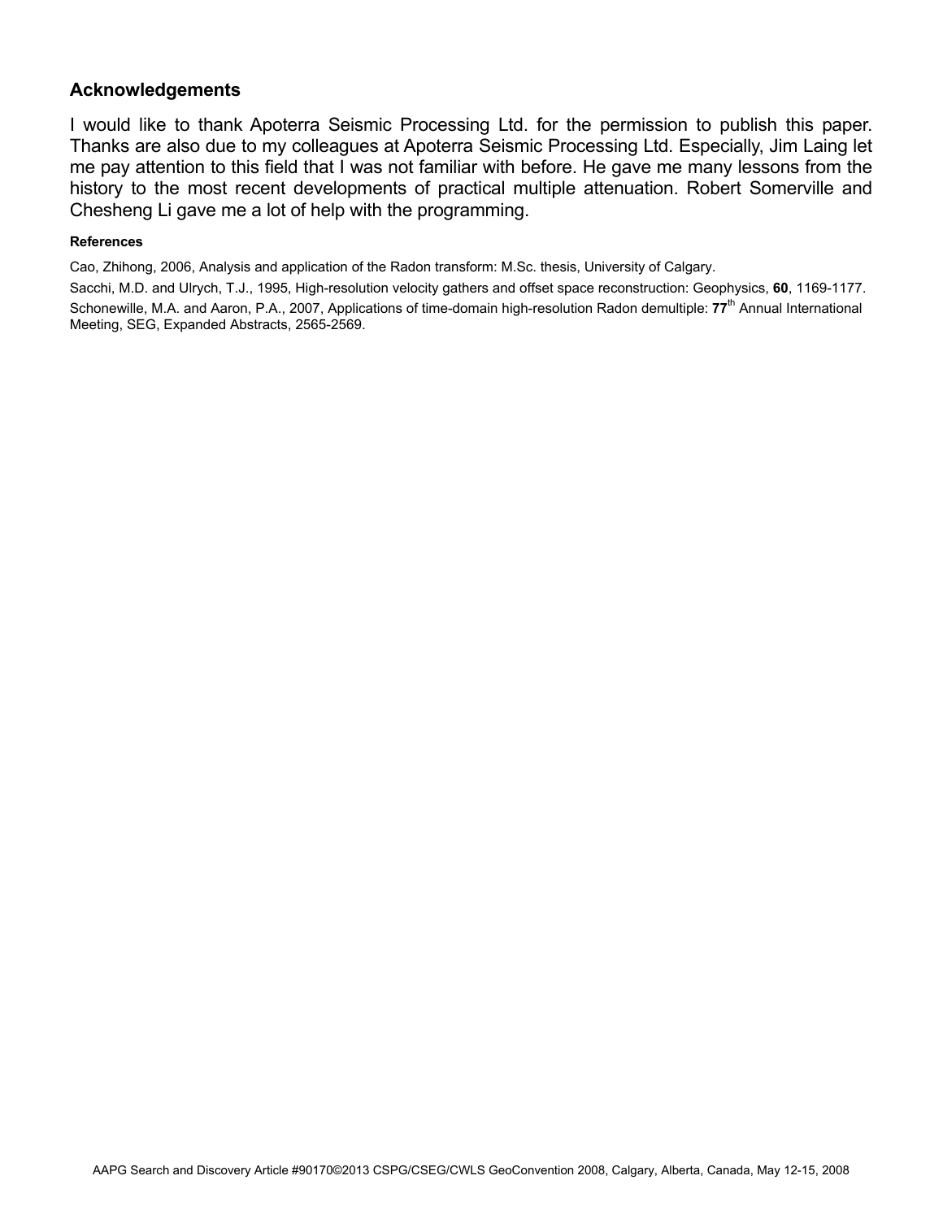## Acknowledgements

I would like to thank Apoterra Seismic Processing Ltd. for the permission to publish this paper. Thanks are also due to my colleagues at Apoterra Seismic Processing Ltd. Especially, Jim Laing let me pay attention to this field that I was not familiar with before. He gave me many lessons from the history to the most recent developments of practical multiple attenuation. Robert Somerville and Chesheng Li gave me a lot of help with the programming.

#### References

Cao, Zhihong, 2006, Analysis and application of the Radon transform: M.Sc. thesis, University of Calgary.

Sacchi, M.D. and Ulrych, T.J., 1995, High-resolution velocity gathers and offset space reconstruction: Geophysics, **60**, 1169-1177.

Schonewille, M.A. and Aaron, P.A., 2007, Applications of time-domain high-resolution Radon demultiple: **77**th Annual International Meeting, SEG, Expanded Abstracts, 2565-2569.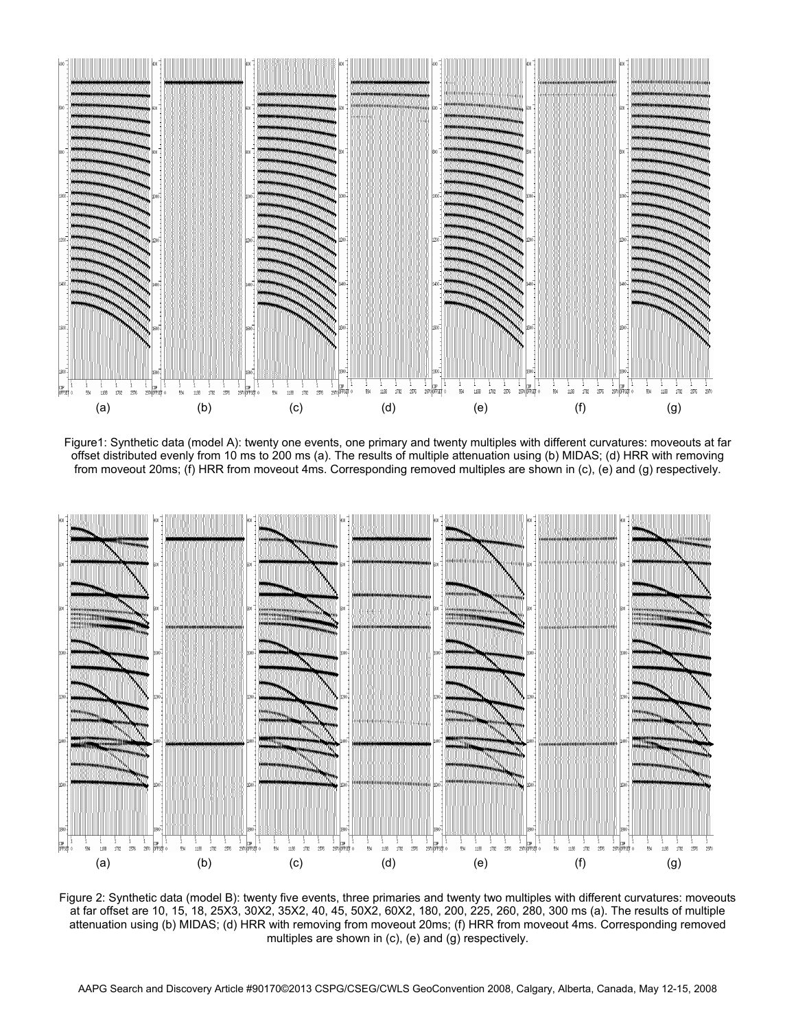Figure1: Synthetic data (model A): twenty one events, one primary and twenty multiples with different curvatures: moveouts at far offset distributed evenly from 10 ms to 200 ms (a). The results of multiple attenuation using (b) MIDAS; (d) HRR with removing from moveout 20ms; (f) HRR from moveout 4ms. Corresponding removed multiples are shown in (c), (e) and (g) respectively.

Figure 2: Synthetic data (model B): twenty five events, three primaries and twenty two multiples with different curvatures: moveouts at far offset are 10, 15, 18, 25X3, 30X2, 35X2, 40, 45, 50X2, 60X2, 180, 200, 225, 260, 280, 300 ms (a). The results of multiple attenuation using (b) MIDAS; (d) HRR with removing from moveout 20ms; (f) HRR from moveout 4ms. Corresponding removed multiples are shown in (c), (e) and (g) respectively.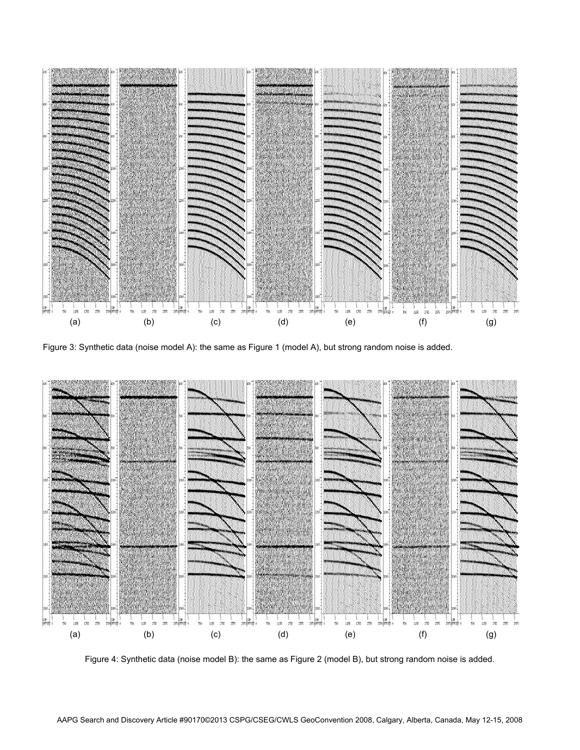(a) (b) (c) (d) (e) (f) (g)

Figure 3: Synthetic data (noise model A): the same as Figure 1 (model A), but strong random noise is added.

(a) (b) (c) (d) (e) (f) (g)

Figure 4: Synthetic data (noise model B): the same as Figure 2 (model B), but strong random noise is added.